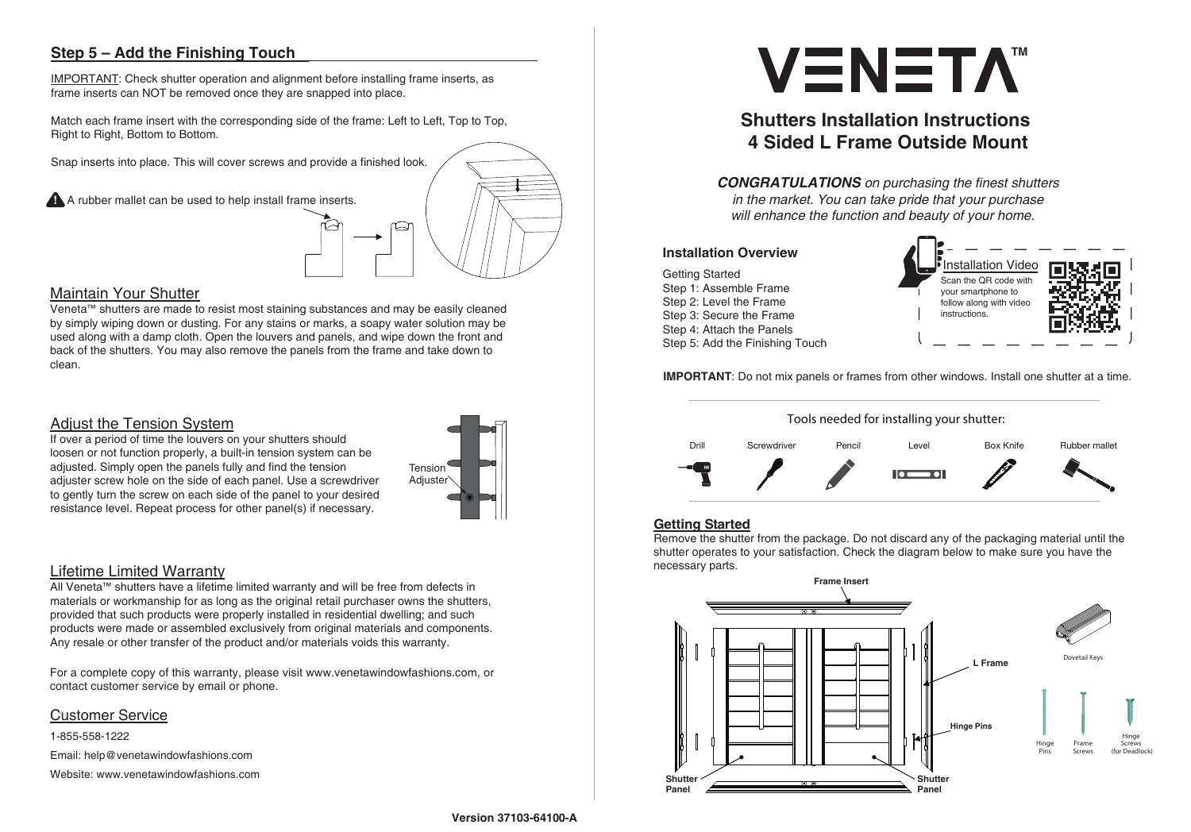## Step 5 – Add the Finishing Touch

IMPORTANT: Check shutter operation and alignment before installing frame inserts, as frame inserts can NOT be removed once they are snapped into place.

Match each frame insert with the corresponding side of the frame: Left to Left, Top to Top, Right to Right, Bottom to Bottom.

Snap inserts into place. This will cover screws and provide a finished look.

⚠ A rubber mallet can be used to help install frame inserts.

## Maintain Your Shutter

Veneta™ shutters are made to resist most staining substances and may be easily cleaned by simply wiping down or dusting. For any stains or marks, a soapy water solution may be used along with a damp cloth. Open the louvers and panels, and wipe down the front and back of the shutters. You may also remove the panels from the frame and take down to clean.

## Adjust the Tension System

If over a period of time the louvers on your shutters should loosen or not function properly, a built-in tension system can be adjusted. Simply open the panels fully and find the tension adjuster screw hole on the side of each panel. Use a screwdriver to gently turn the screw on each side of the panel to your desired resistance level. Repeat process for other panel(s) if necessary.

Tension Adjuster

## Lifetime Limited Warranty

All Veneta™ shutters have a lifetime limited warranty and will be free from defects in materials or workmanship for as long as the original retail purchaser owns the shutters, provided that such products were properly installed in residential dwelling; and such products were made or assembled exclusively from original materials and components. Any resale or other transfer of the product and/or materials voids this warranty.

For a complete copy of this warranty, please visit www.venetawindowfashions.com, or contact customer service by email or phone.

## Customer Service

1-855-558-1222

Email: help@venetawindowfashions.com

Website: www.venetawindowfashions.com

Version 37103-64100-A

# VENETA™

## Shutters Installation Instructions
## 4 Sided L Frame Outside Mount

***CONGRATULATIONS*** *on purchasing the finest shutters in the market. You can take pride that your purchase will enhance the function and beauty of your home.*

### Installation Overview

Getting Started
Step 1: Assemble Frame
Step 2: Level the Frame
Step 3: Secure the Frame
Step 4: Attach the Panels
Step 5: Add the Finishing Touch

Installation Video

Scan the QR code with your smartphone to follow along with video instructions.

**IMPORTANT**: Do not mix panels or frames from other windows. Install one shutter at a time.

Tools needed for installing your shutter:

Drill, Screwdriver, Pencil, Level, Box Knife, Rubber mallet

### Getting Started

Remove the shutter from the package. Do not discard any of the packaging material until the shutter operates to your satisfaction. Check the diagram below to make sure you have the necessary parts.

**Frame Insert**

**L Frame**

**Hinge Pins**

**Shutter Panel**

**Shutter Panel**

Dovetail Keys

Hinge Pins

Frame Screws

Hinge Screws (for Deadlock)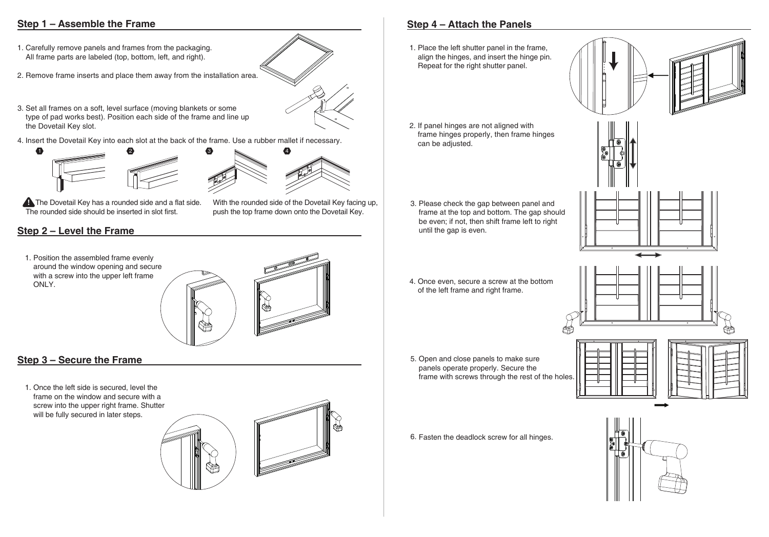## Step 1 – Assemble the Frame

1. Carefully remove panels and frames from the packaging. All frame parts are labeled (top, bottom, left, and right).
2. Remove frame inserts and place them away from the installation area.
3. Set all frames on a soft, level surface (moving blankets or some type of pad works best). Position each side of the frame and line up the Dovetail Key slot.
4. Insert the Dovetail Key into each slot at the back of the frame. Use a rubber mallet if necessary.

1 2 3 4

⚠ The Dovetail Key has a rounded side and a flat side. The rounded side should be inserted in slot first.

With the rounded side of the Dovetail Key facing up, push the top frame down onto the Dovetail Key.

## Step 2 – Level the Frame

1. Position the assembled frame evenly around the window opening and secure with a screw into the upper left frame ONLY.

## Step 3 – Secure the Frame

1. Once the left side is secured, level the frame on the window and secure with a screw into the upper right frame. Shutter will be fully secured in later steps.

## Step 4 – Attach the Panels

1. Place the left shutter panel in the frame, align the hinges, and insert the hinge pin. Repeat for the right shutter panel.
2. If panel hinges are not aligned with frame hinges properly, then frame hinges can be adjusted.
3. Please check the gap between panel and frame at the top and bottom. The gap should be even; if not, then shift frame left to right until the gap is even.
4. Once even, secure a screw at the bottom of the left frame and right frame.
5. Open and close panels to make sure panels operate properly. Secure the frame with screws through the rest of the holes.
6. Fasten the deadlock screw for all hinges.